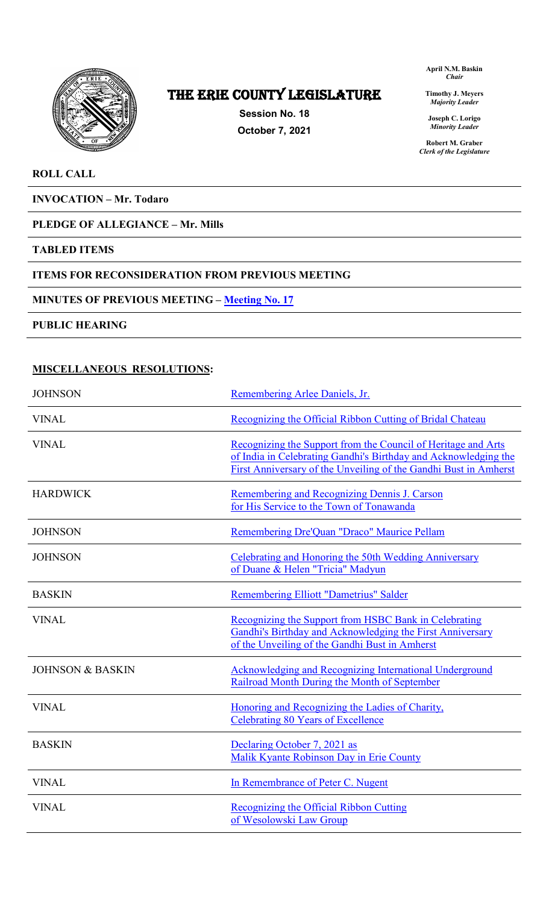# THE ERIE COUNTY LEGISLATURE

**Session No. 18**
**October 7, 2021**

**April N.M. Baskin**
*Chair*

**Timothy J. Meyers**
*Majority Leader*

**Joseph C. Lorigo**
*Minority Leader*

**Robert M. Graber**
*Clerk of the Legislature*

**ROLL CALL**

**INVOCATION – Mr. Todaro**

**PLEDGE OF ALLEGIANCE – Mr. Mills**

**TABLED ITEMS**

**ITEMS FOR RECONSIDERATION FROM PREVIOUS MEETING**

**MINUTES OF PREVIOUS MEETING – Meeting No. 17**

**PUBLIC HEARING**

**MISCELLANEOUS RESOLUTIONS:**

| | |
|---|---|
| JOHNSON | Remembering Arlee Daniels, Jr. |
| VINAL | Recognizing the Official Ribbon Cutting of Bridal Chateau |
| VINAL | Recognizing the Support from the Council of Heritage and Arts of India in Celebrating Gandhi's Birthday and Acknowledging the First Anniversary of the Unveiling of the Gandhi Bust in Amherst |
| HARDWICK | Remembering and Recognizing Dennis J. Carson for His Service to the Town of Tonawanda |
| JOHNSON | Remembering Dre'Quan "Draco" Maurice Pellam |
| JOHNSON | Celebrating and Honoring the 50th Wedding Anniversary of Duane & Helen "Tricia" Madyun |
| BASKIN | Remembering Elliott "Dametrius" Salder |
| VINAL | Recognizing the Support from HSBC Bank in Celebrating Gandhi's Birthday and Acknowledging the First Anniversary of the Unveiling of the Gandhi Bust in Amherst |
| JOHNSON & BASKIN | Acknowledging and Recognizing International Underground Railroad Month During the Month of September |
| VINAL | Honoring and Recognizing the Ladies of Charity, Celebrating 80 Years of Excellence |
| BASKIN | Declaring October 7, 2021 as Malik Kyante Robinson Day in Erie County |
| VINAL | In Remembrance of Peter C. Nugent |
| VINAL | Recognizing the Official Ribbon Cutting of Wesolowski Law Group |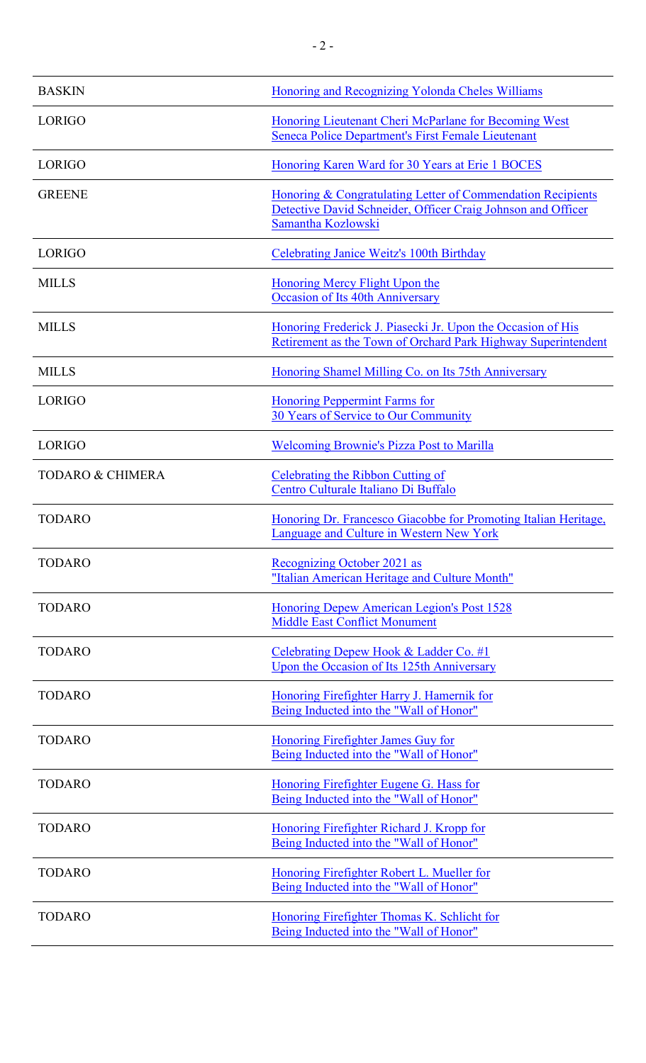| | |
|---|---|
| BASKIN | Honoring and Recognizing Yolonda Cheles Williams |
| LORIGO | Honoring Lieutenant Cheri McParlane for Becoming West Seneca Police Department's First Female Lieutenant |
| LORIGO | Honoring Karen Ward for 30 Years at Erie 1 BOCES |
| GREENE | Honoring & Congratulating Letter of Commendation Recipients Detective David Schneider, Officer Craig Johnson and Officer Samantha Kozlowski |
| LORIGO | Celebrating Janice Weitz's 100th Birthday |
| MILLS | Honoring Mercy Flight Upon the Occasion of Its 40th Anniversary |
| MILLS | Honoring Frederick J. Piasecki Jr. Upon the Occasion of His Retirement as the Town of Orchard Park Highway Superintendent |
| MILLS | Honoring Shamel Milling Co. on Its 75th Anniversary |
| LORIGO | Honoring Peppermint Farms for 30 Years of Service to Our Community |
| LORIGO | Welcoming Brownie's Pizza Post to Marilla |
| TODARO & CHIMERA | Celebrating the Ribbon Cutting of Centro Culturale Italiano Di Buffalo |
| TODARO | Honoring Dr. Francesco Giacobbe for Promoting Italian Heritage, Language and Culture in Western New York |
| TODARO | Recognizing October 2021 as "Italian American Heritage and Culture Month" |
| TODARO | Honoring Depew American Legion's Post 1528 Middle East Conflict Monument |
| TODARO | Celebrating Depew Hook & Ladder Co. #1 Upon the Occasion of Its 125th Anniversary |
| TODARO | Honoring Firefighter Harry J. Hamernik for Being Inducted into the "Wall of Honor" |
| TODARO | Honoring Firefighter James Guy for Being Inducted into the "Wall of Honor" |
| TODARO | Honoring Firefighter Eugene G. Hass for Being Inducted into the "Wall of Honor" |
| TODARO | Honoring Firefighter Richard J. Kropp for Being Inducted into the "Wall of Honor" |
| TODARO | Honoring Firefighter Robert L. Mueller for Being Inducted into the "Wall of Honor" |
| TODARO | Honoring Firefighter Thomas K. Schlicht for Being Inducted into the "Wall of Honor" |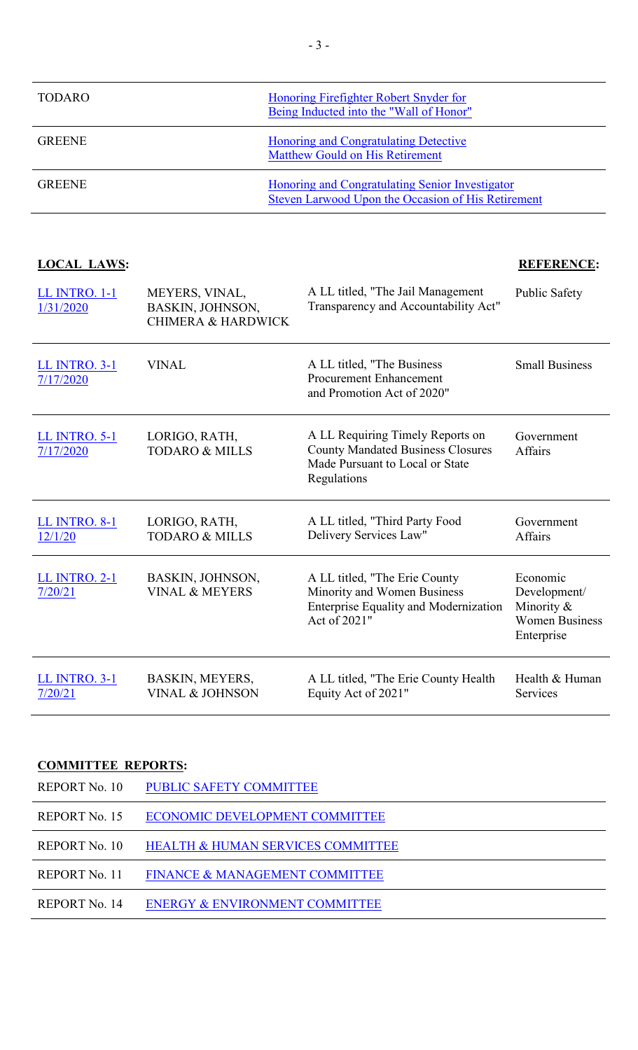| | |
|---|---|
| TODARO | Honoring Firefighter Robert Snyder for Being Inducted into the "Wall of Honor" |
| GREENE | Honoring and Congratulating Detective Matthew Gould on His Retirement |
| GREENE | Honoring and Congratulating Senior Investigator Steven Larwood Upon the Occasion of His Retirement |

**LOCAL LAWS:** **REFERENCE:**

| | | | |
|---|---|---|---|
| LL INTRO. 1-1 1/31/2020 | MEYERS, VINAL, BASKIN, JOHNSON, CHIMERA & HARDWICK | A LL titled, "The Jail Management Transparency and Accountability Act" | Public Safety |
| LL INTRO. 3-1 7/17/2020 | VINAL | A LL titled, "The Business Procurement Enhancement and Promotion Act of 2020" | Small Business |
| LL INTRO. 5-1 7/17/2020 | LORIGO, RATH, TODARO & MILLS | A LL Requiring Timely Reports on County Mandated Business Closures Made Pursuant to Local or State Regulations | Government Affairs |
| LL INTRO. 8-1 12/1/20 | LORIGO, RATH, TODARO & MILLS | A LL titled, "Third Party Food Delivery Services Law" | Government Affairs |
| LL INTRO. 2-1 7/20/21 | BASKIN, JOHNSON, VINAL & MEYERS | A LL titled, "The Erie County Minority and Women Business Enterprise Equality and Modernization Act of 2021" | Economic Development/ Minority & Women Business Enterprise |
| LL INTRO. 3-1 7/20/21 | BASKIN, MEYERS, VINAL & JOHNSON | A LL titled, "The Erie County Health Equity Act of 2021" | Health & Human Services |

**COMMITTEE REPORTS:**

| | |
|---|---|
| REPORT No. 10 | PUBLIC SAFETY COMMITTEE |
| REPORT No. 15 | ECONOMIC DEVELOPMENT COMMITTEE |
| REPORT No. 10 | HEALTH & HUMAN SERVICES COMMITTEE |
| REPORT No. 11 | FINANCE & MANAGEMENT COMMITTEE |
| REPORT No. 14 | ENERGY & ENVIRONMENT COMMITTEE |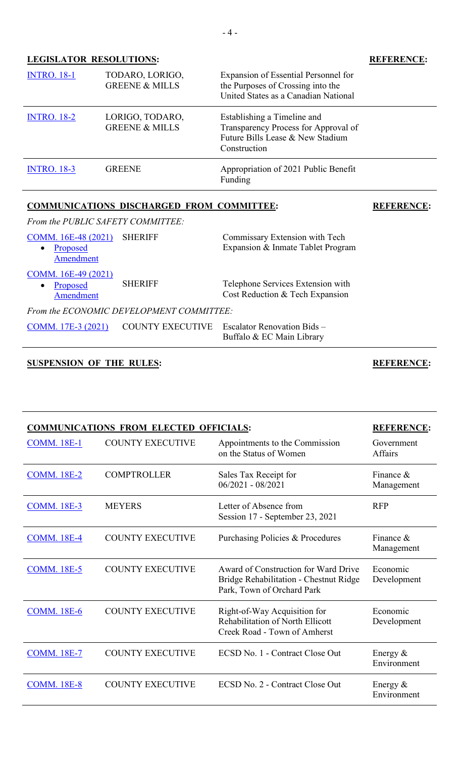## LEGISLATOR RESOLUTIONS:

| | | | REFERENCE: |
|---|---|---|---|
| INTRO. 18-1 | TODARO, LORIGO, GREENE & MILLS | Expansion of Essential Personnel for the Purposes of Crossing into the United States as a Canadian National | |
| INTRO. 18-2 | LORIGO, TODARO, GREENE & MILLS | Establishing a Timeline and Transparency Process for Approval of Future Bills Lease & New Stadium Construction | |
| INTRO. 18-3 | GREENE | Appropriation of 2021 Public Benefit Funding | |

## COMMUNICATIONS DISCHARGED FROM COMMITTEE:

**REFERENCE:**

*From the PUBLIC SAFETY COMMITTEE:*

| | | | |
|---|---|---|---|
| COMM. 16E-48 (2021) • Proposed Amendment | SHERIFF | Commissary Extension with Tech Expansion & Inmate Tablet Program | |
| COMM. 16E-49 (2021) • Proposed Amendment | SHERIFF | Telephone Services Extension with Cost Reduction & Tech Expansion | |

*From the ECONOMIC DEVELOPMENT COMMITTEE:*

| | | | |
|---|---|---|---|
| COMM. 17E-3 (2021) | COUNTY EXECUTIVE | Escalator Renovation Bids – Buffalo & EC Main Library | |

## SUSPENSION OF THE RULES:

**REFERENCE:**

## COMMUNICATIONS FROM ELECTED OFFICIALS:

| | | | REFERENCE: |
|---|---|---|---|
| COMM. 18E-1 | COUNTY EXECUTIVE | Appointments to the Commission on the Status of Women | Government Affairs |
| COMM. 18E-2 | COMPTROLLER | Sales Tax Receipt for 06/2021 - 08/2021 | Finance & Management |
| COMM. 18E-3 | MEYERS | Letter of Absence from Session 17 - September 23, 2021 | RFP |
| COMM. 18E-4 | COUNTY EXECUTIVE | Purchasing Policies & Procedures | Finance & Management |
| COMM. 18E-5 | COUNTY EXECUTIVE | Award of Construction for Ward Drive Bridge Rehabilitation - Chestnut Ridge Park, Town of Orchard Park | Economic Development |
| COMM. 18E-6 | COUNTY EXECUTIVE | Right-of-Way Acquisition for Rehabilitation of North Ellicott Creek Road - Town of Amherst | Economic Development |
| COMM. 18E-7 | COUNTY EXECUTIVE | ECSD No. 1 - Contract Close Out | Energy & Environment |
| COMM. 18E-8 | COUNTY EXECUTIVE | ECSD No. 2 - Contract Close Out | Energy & Environment |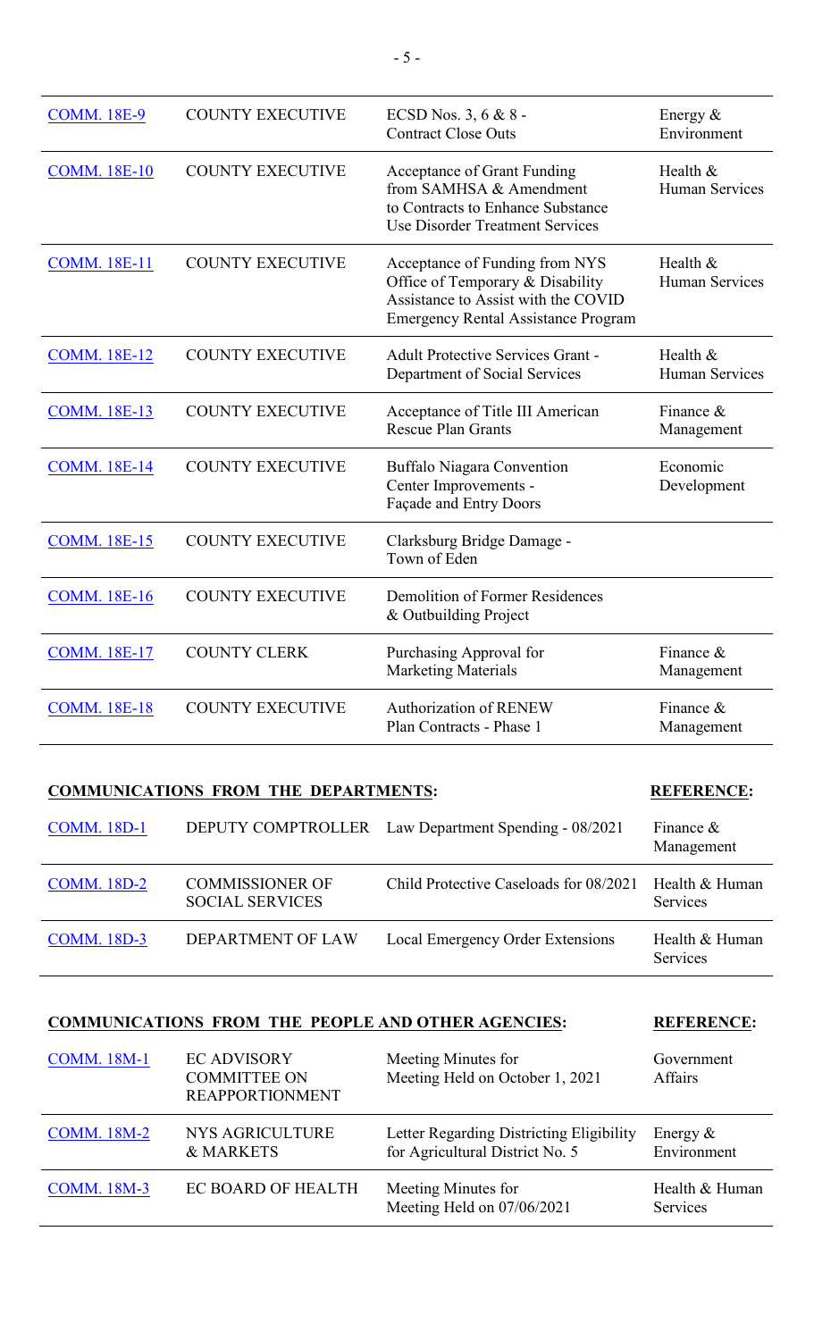| | | | |
|---|---|---|---|
| COMM. 18E-9 | COUNTY EXECUTIVE | ECSD Nos. 3, 6 & 8 - Contract Close Outs | Energy & Environment |
| COMM. 18E-10 | COUNTY EXECUTIVE | Acceptance of Grant Funding from SAMHSA & Amendment to Contracts to Enhance Substance Use Disorder Treatment Services | Health & Human Services |
| COMM. 18E-11 | COUNTY EXECUTIVE | Acceptance of Funding from NYS Office of Temporary & Disability Assistance to Assist with the COVID Emergency Rental Assistance Program | Health & Human Services |
| COMM. 18E-12 | COUNTY EXECUTIVE | Adult Protective Services Grant - Department of Social Services | Health & Human Services |
| COMM. 18E-13 | COUNTY EXECUTIVE | Acceptance of Title III American Rescue Plan Grants | Finance & Management |
| COMM. 18E-14 | COUNTY EXECUTIVE | Buffalo Niagara Convention Center Improvements - Façade and Entry Doors | Economic Development |
| COMM. 18E-15 | COUNTY EXECUTIVE | Clarksburg Bridge Damage - Town of Eden | |
| COMM. 18E-16 | COUNTY EXECUTIVE | Demolition of Former Residences & Outbuilding Project | |
| COMM. 18E-17 | COUNTY CLERK | Purchasing Approval for Marketing Materials | Finance & Management |
| COMM. 18E-18 | COUNTY EXECUTIVE | Authorization of RENEW Plan Contracts - Phase 1 | Finance & Management |

**COMMUNICATIONS FROM THE DEPARTMENTS:** **REFERENCE:**

| | | | |
|---|---|---|---|
| COMM. 18D-1 | DEPUTY COMPTROLLER | Law Department Spending - 08/2021 | Finance & Management |
| COMM. 18D-2 | COMMISSIONER OF SOCIAL SERVICES | Child Protective Caseloads for 08/2021 | Health & Human Services |
| COMM. 18D-3 | DEPARTMENT OF LAW | Local Emergency Order Extensions | Health & Human Services |

**COMMUNICATIONS FROM THE PEOPLE AND OTHER AGENCIES:** **REFERENCE:**

| | | | |
|---|---|---|---|
| COMM. 18M-1 | EC ADVISORY COMMITTEE ON REAPPORTIONMENT | Meeting Minutes for Meeting Held on October 1, 2021 | Government Affairs |
| COMM. 18M-2 | NYS AGRICULTURE & MARKETS | Letter Regarding Districting Eligibility for Agricultural District No. 5 | Energy & Environment |
| COMM. 18M-3 | EC BOARD OF HEALTH | Meeting Minutes for Meeting Held on 07/06/2021 | Health & Human Services |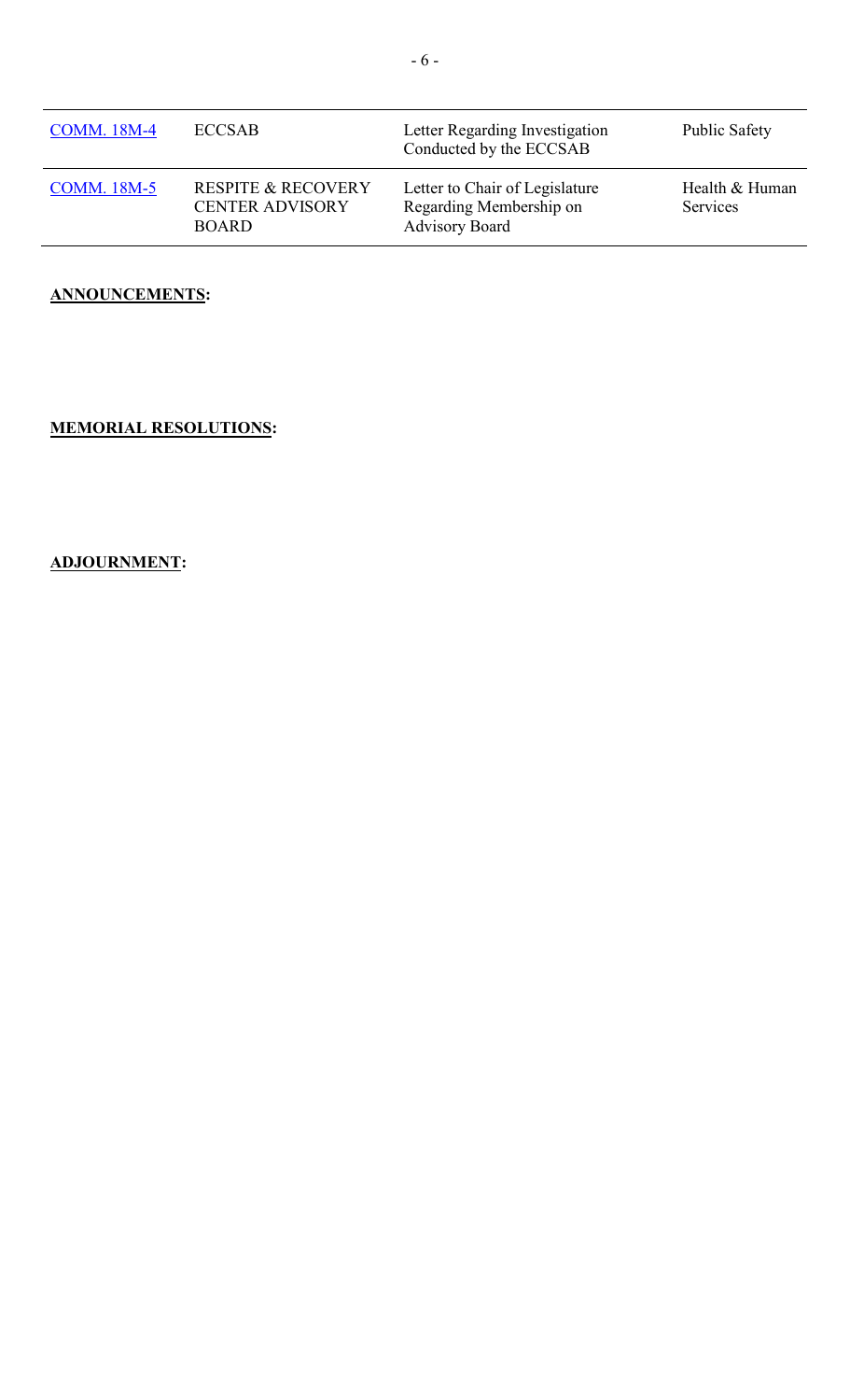| | | | |
|---|---|---|---|
| COMM. 18M-4 | ECCSAB | Letter Regarding Investigation Conducted by the ECCSAB | Public Safety |
| COMM. 18M-5 | RESPITE & RECOVERY CENTER ADVISORY BOARD | Letter to Chair of Legislature Regarding Membership on Advisory Board | Health & Human Services |

**ANNOUNCEMENTS:**

**MEMORIAL RESOLUTIONS:**

**ADJOURNMENT:**